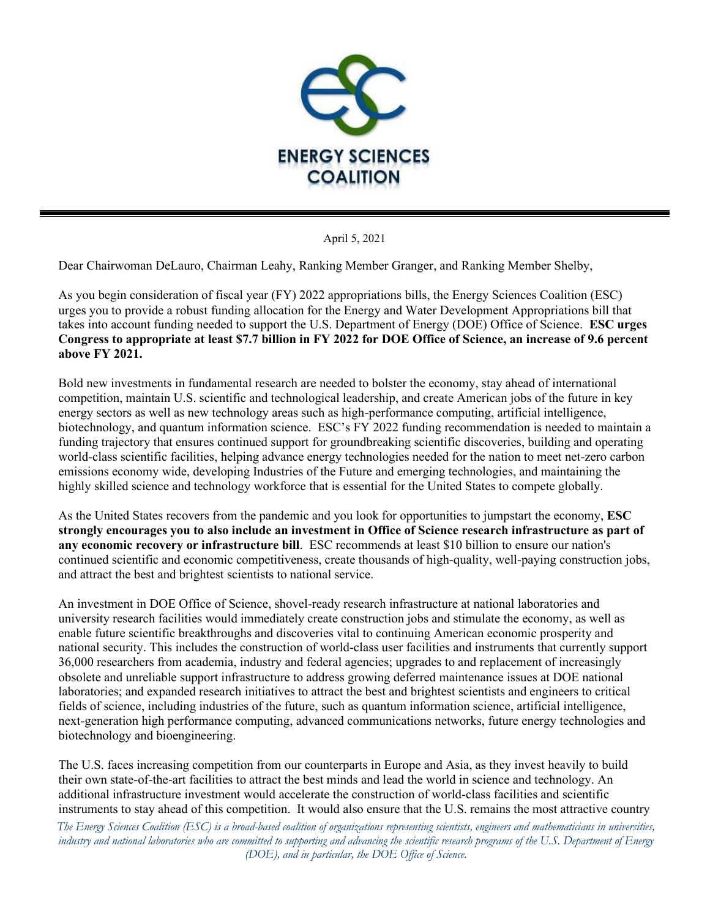ENERGY SCIENCES COALITION

April 5, 2021

Dear Chairwoman DeLauro, Chairman Leahy, Ranking Member Granger, and Ranking Member Shelby,

As you begin consideration of fiscal year (FY) 2022 appropriations bills, the Energy Sciences Coalition (ESC) urges you to provide a robust funding allocation for the Energy and Water Development Appropriations bill that takes into account funding needed to support the U.S. Department of Energy (DOE) Office of Science. **ESC urges Congress to appropriate at least $7.7 billion in FY 2022 for DOE Office of Science, an increase of 9.6 percent above FY 2021.**

Bold new investments in fundamental research are needed to bolster the economy, stay ahead of international competition, maintain U.S. scientific and technological leadership, and create American jobs of the future in key energy sectors as well as new technology areas such as high-performance computing, artificial intelligence, biotechnology, and quantum information science. ESC's FY 2022 funding recommendation is needed to maintain a funding trajectory that ensures continued support for groundbreaking scientific discoveries, building and operating world-class scientific facilities, helping advance energy technologies needed for the nation to meet net-zero carbon emissions economy wide, developing Industries of the Future and emerging technologies, and maintaining the highly skilled science and technology workforce that is essential for the United States to compete globally.

As the United States recovers from the pandemic and you look for opportunities to jumpstart the economy, **ESC strongly encourages you to also include an investment in Office of Science research infrastructure as part of any economic recovery or infrastructure bill**. ESC recommends at least $10 billion to ensure our nation's continued scientific and economic competitiveness, create thousands of high-quality, well-paying construction jobs, and attract the best and brightest scientists to national service.

An investment in DOE Office of Science, shovel-ready research infrastructure at national laboratories and university research facilities would immediately create construction jobs and stimulate the economy, as well as enable future scientific breakthroughs and discoveries vital to continuing American economic prosperity and national security. This includes the construction of world-class user facilities and instruments that currently support 36,000 researchers from academia, industry and federal agencies; upgrades to and replacement of increasingly obsolete and unreliable support infrastructure to address growing deferred maintenance issues at DOE national laboratories; and expanded research initiatives to attract the best and brightest scientists and engineers to critical fields of science, including industries of the future, such as quantum information science, artificial intelligence, next-generation high performance computing, advanced communications networks, future energy technologies and biotechnology and bioengineering.

The U.S. faces increasing competition from our counterparts in Europe and Asia, as they invest heavily to build their own state-of-the-art facilities to attract the best minds and lead the world in science and technology. An additional infrastructure investment would accelerate the construction of world-class facilities and scientific instruments to stay ahead of this competition. It would also ensure that the U.S. remains the most attractive country

*The Energy Sciences Coalition (ESC) is a broad-based coalition of organizations representing scientists, engineers and mathematicians in universities, industry and national laboratories who are committed to supporting and advancing the scientific research programs of the U.S. Department of Energy (DOE), and in particular, the DOE Office of Science.*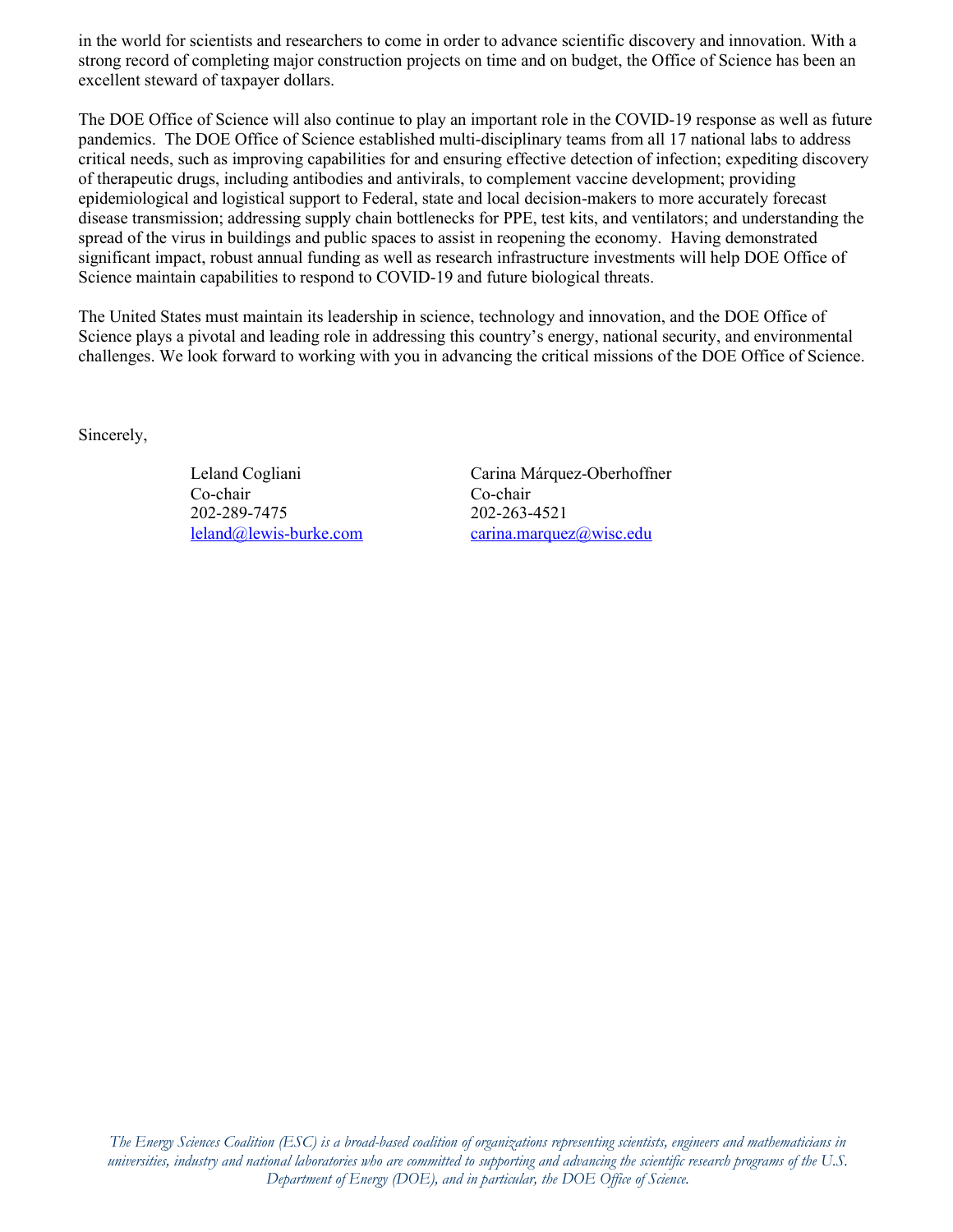in the world for scientists and researchers to come in order to advance scientific discovery and innovation. With a strong record of completing major construction projects on time and on budget, the Office of Science has been an excellent steward of taxpayer dollars.

The DOE Office of Science will also continue to play an important role in the COVID-19 response as well as future pandemics. The DOE Office of Science established multi-disciplinary teams from all 17 national labs to address critical needs, such as improving capabilities for and ensuring effective detection of infection; expediting discovery of therapeutic drugs, including antibodies and antivirals, to complement vaccine development; providing epidemiological and logistical support to Federal, state and local decision-makers to more accurately forecast disease transmission; addressing supply chain bottlenecks for PPE, test kits, and ventilators; and understanding the spread of the virus in buildings and public spaces to assist in reopening the economy. Having demonstrated significant impact, robust annual funding as well as research infrastructure investments will help DOE Office of Science maintain capabilities to respond to COVID-19 and future biological threats.

The United States must maintain its leadership in science, technology and innovation, and the DOE Office of Science plays a pivotal and leading role in addressing this country's energy, national security, and environmental challenges. We look forward to working with you in advancing the critical missions of the DOE Office of Science.

Sincerely,

Leland Cogliani
Co-chair
202-289-7475
leland@lewis-burke.com

Carina Márquez-Oberhoffner
Co-chair
202-263-4521
carina.marquez@wisc.edu

*The Energy Sciences Coalition (ESC) is a broad-based coalition of organizations representing scientists, engineers and mathematicians in universities, industry and national laboratories who are committed to supporting and advancing the scientific research programs of the U.S. Department of Energy (DOE), and in particular, the DOE Office of Science.*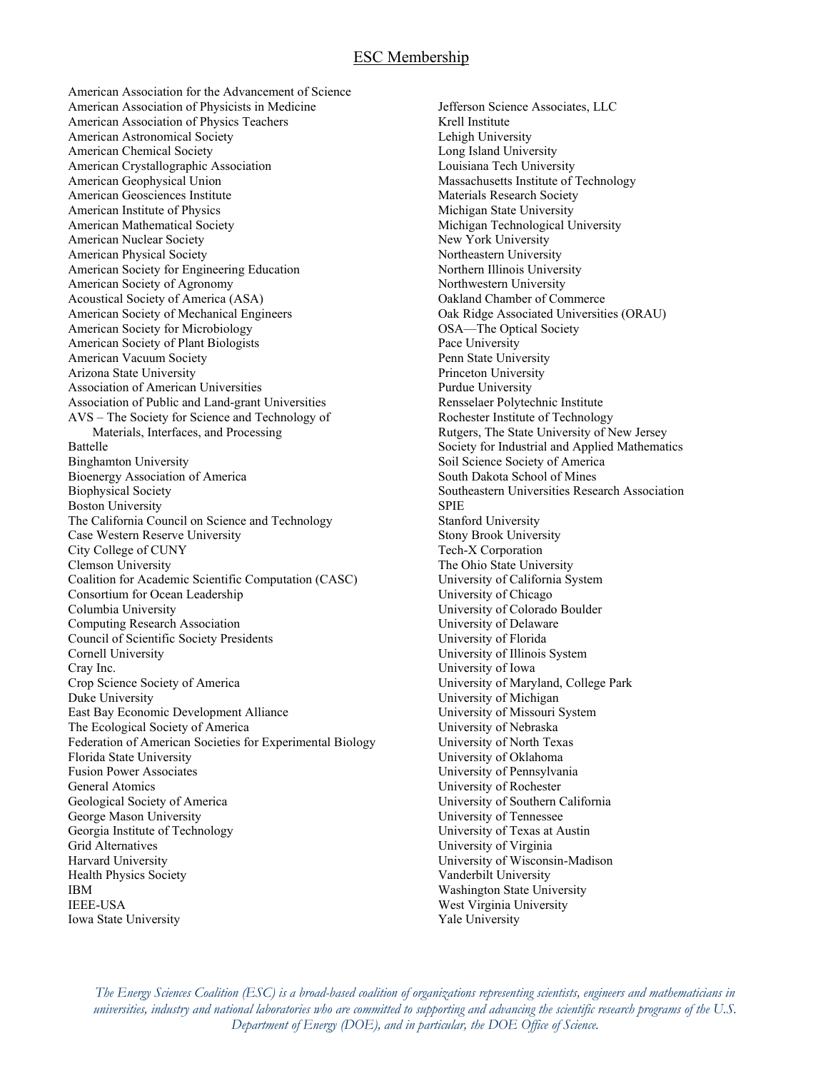## ESC Membership

American Association for the Advancement of Science
American Association of Physicists in Medicine
American Association of Physics Teachers
American Astronomical Society
American Chemical Society
American Crystallographic Association
American Geophysical Union
American Geosciences Institute
American Institute of Physics
American Mathematical Society
American Nuclear Society
American Physical Society
American Society for Engineering Education
American Society of Agronomy
Acoustical Society of America (ASA)
American Society of Mechanical Engineers
American Society for Microbiology
American Society of Plant Biologists
American Vacuum Society
Arizona State University
Association of American Universities
Association of Public and Land-grant Universities
AVS – The Society for Science and Technology of Materials, Interfaces, and Processing
Battelle
Binghamton University
Bioenergy Association of America
Biophysical Society
Boston University
The California Council on Science and Technology
Case Western Reserve University
City College of CUNY
Clemson University
Coalition for Academic Scientific Computation (CASC)
Consortium for Ocean Leadership
Columbia University
Computing Research Association
Council of Scientific Society Presidents
Cornell University
Cray Inc.
Crop Science Society of America
Duke University
East Bay Economic Development Alliance
The Ecological Society of America
Federation of American Societies for Experimental Biology
Florida State University
Fusion Power Associates
General Atomics
Geological Society of America
George Mason University
Georgia Institute of Technology
Grid Alternatives
Harvard University
Health Physics Society
IBM
IEEE-USA
Iowa State University
Jefferson Science Associates, LLC
Krell Institute
Lehigh University
Long Island University
Louisiana Tech University
Massachusetts Institute of Technology
Materials Research Society
Michigan State University
Michigan Technological University
New York University
Northeastern University
Northern Illinois University
Northwestern University
Oakland Chamber of Commerce
Oak Ridge Associated Universities (ORAU)
OSA—The Optical Society
Pace University
Penn State University
Princeton University
Purdue University
Rensselaer Polytechnic Institute
Rochester Institute of Technology
Rutgers, The State University of New Jersey
Society for Industrial and Applied Mathematics
Soil Science Society of America
South Dakota School of Mines
Southeastern Universities Research Association
SPIE
Stanford University
Stony Brook University
Tech-X Corporation
The Ohio State University
University of California System
University of Chicago
University of Colorado Boulder
University of Delaware
University of Florida
University of Illinois System
University of Iowa
University of Maryland, College Park
University of Michigan
University of Missouri System
University of Nebraska
University of North Texas
University of Oklahoma
University of Pennsylvania
University of Rochester
University of Southern California
University of Tennessee
University of Texas at Austin
University of Virginia
University of Wisconsin-Madison
Vanderbilt University
Washington State University
West Virginia University
Yale University

*The Energy Sciences Coalition (ESC) is a broad-based coalition of organizations representing scientists, engineers and mathematicians in universities, industry and national laboratories who are committed to supporting and advancing the scientific research programs of the U.S. Department of Energy (DOE), and in particular, the DOE Office of Science.*